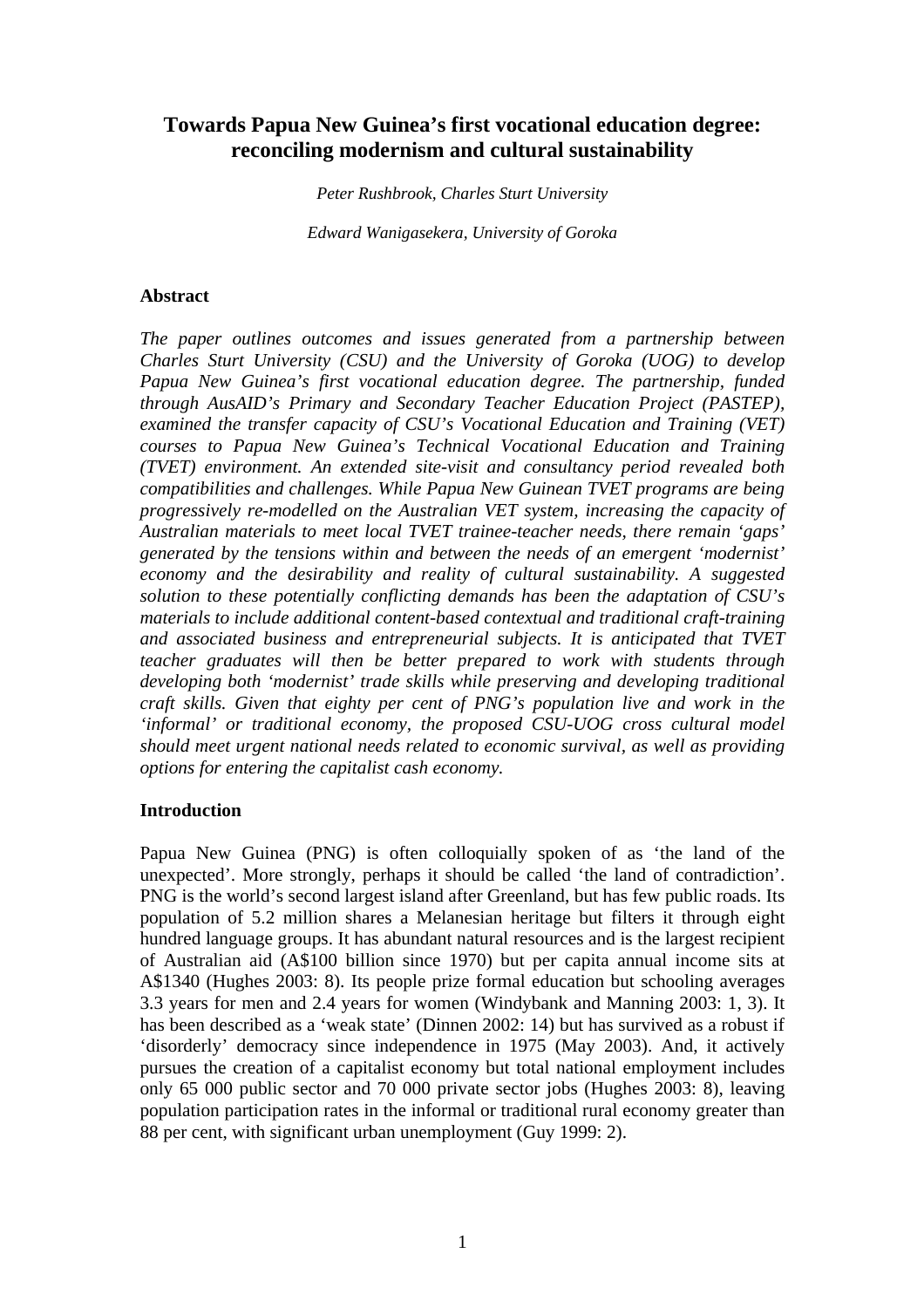# Towards Papua New Guinea's first vocational education degree: reconciling modernism and cultural sustainability

*Peter Rushbrook, Charles Sturt University*

*Edward Wanigasekera, University of Goroka*

## Abstract

*The paper outlines outcomes and issues generated from a partnership between Charles Sturt University (CSU) and the University of Goroka (UOG) to develop Papua New Guinea's first vocational education degree. The partnership, funded through AusAID's Primary and Secondary Teacher Education Project (PASTEP), examined the transfer capacity of CSU's Vocational Education and Training (VET) courses to Papua New Guinea's Technical Vocational Education and Training (TVET) environment. An extended site-visit and consultancy period revealed both compatibilities and challenges. While Papua New Guinean TVET programs are being progressively re-modelled on the Australian VET system, increasing the capacity of Australian materials to meet local TVET trainee-teacher needs, there remain 'gaps' generated by the tensions within and between the needs of an emergent 'modernist' economy and the desirability and reality of cultural sustainability. A suggested solution to these potentially conflicting demands has been the adaptation of CSU's materials to include additional content-based contextual and traditional craft-training and associated business and entrepreneurial subjects. It is anticipated that TVET teacher graduates will then be better prepared to work with students through developing both 'modernist' trade skills while preserving and developing traditional craft skills. Given that eighty per cent of PNG's population live and work in the 'informal' or traditional economy, the proposed CSU-UOG cross cultural model should meet urgent national needs related to economic survival, as well as providing options for entering the capitalist cash economy.*

## Introduction

Papua New Guinea (PNG) is often colloquially spoken of as 'the land of the unexpected'. More strongly, perhaps it should be called 'the land of contradiction'. PNG is the world's second largest island after Greenland, but has few public roads. Its population of 5.2 million shares a Melanesian heritage but filters it through eight hundred language groups. It has abundant natural resources and is the largest recipient of Australian aid (A$100 billion since 1970) but per capita annual income sits at A$1340 (Hughes 2003: 8). Its people prize formal education but schooling averages 3.3 years for men and 2.4 years for women (Windybank and Manning 2003: 1, 3). It has been described as a 'weak state' (Dinnen 2002: 14) but has survived as a robust if 'disorderly' democracy since independence in 1975 (May 2003). And, it actively pursues the creation of a capitalist economy but total national employment includes only 65 000 public sector and 70 000 private sector jobs (Hughes 2003: 8), leaving population participation rates in the informal or traditional rural economy greater than 88 per cent, with significant urban unemployment (Guy 1999: 2).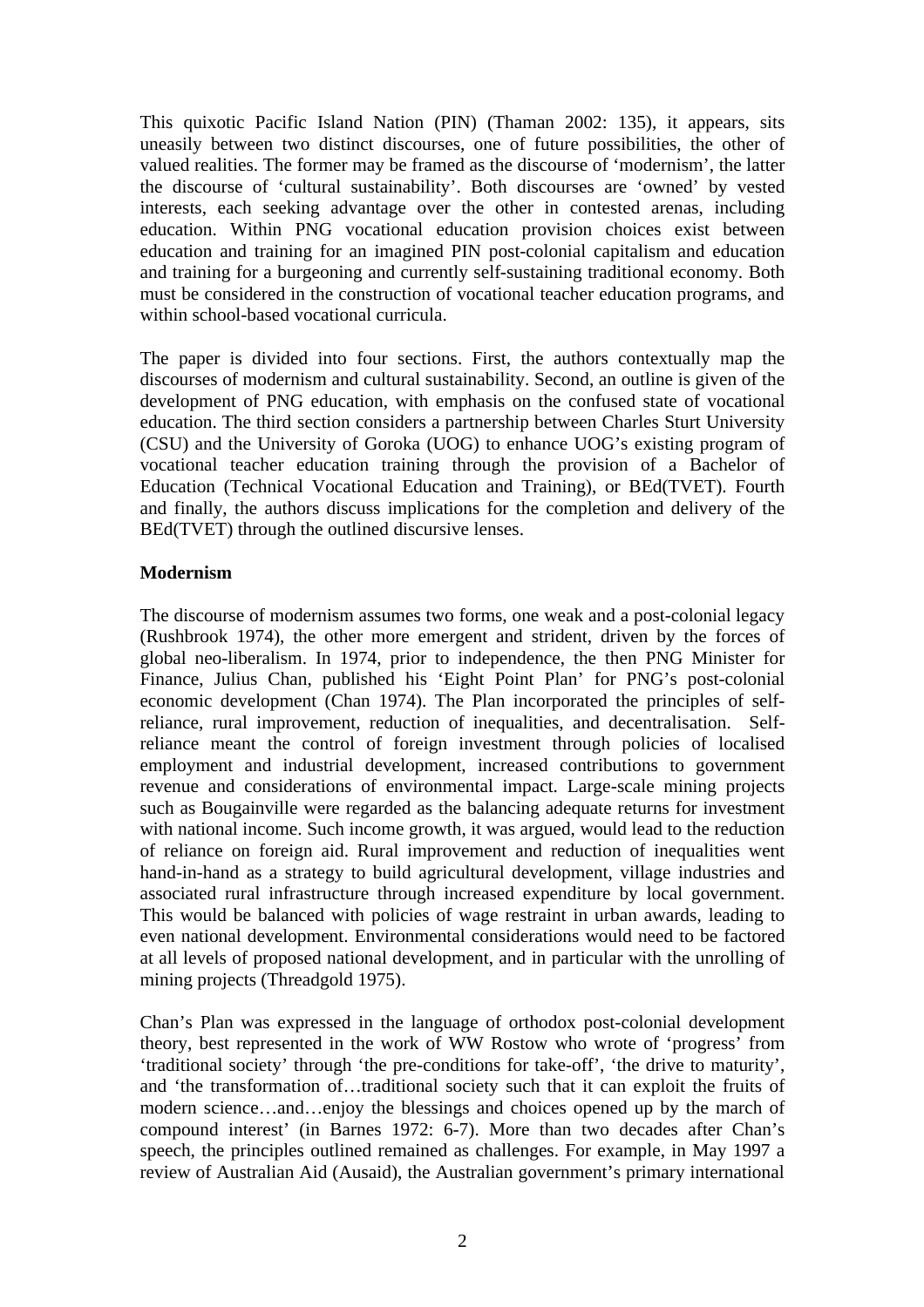This quixotic Pacific Island Nation (PIN) (Thaman 2002: 135), it appears, sits uneasily between two distinct discourses, one of future possibilities, the other of valued realities. The former may be framed as the discourse of 'modernism', the latter the discourse of 'cultural sustainability'. Both discourses are 'owned' by vested interests, each seeking advantage over the other in contested arenas, including education. Within PNG vocational education provision choices exist between education and training for an imagined PIN post-colonial capitalism and education and training for a burgeoning and currently self-sustaining traditional economy. Both must be considered in the construction of vocational teacher education programs, and within school-based vocational curricula.

The paper is divided into four sections. First, the authors contextually map the discourses of modernism and cultural sustainability. Second, an outline is given of the development of PNG education, with emphasis on the confused state of vocational education. The third section considers a partnership between Charles Sturt University (CSU) and the University of Goroka (UOG) to enhance UOG's existing program of vocational teacher education training through the provision of a Bachelor of Education (Technical Vocational Education and Training), or BEd(TVET). Fourth and finally, the authors discuss implications for the completion and delivery of the BEd(TVET) through the outlined discursive lenses.

**Modernism**

The discourse of modernism assumes two forms, one weak and a post-colonial legacy (Rushbrook 1974), the other more emergent and strident, driven by the forces of global neo-liberalism. In 1974, prior to independence, the then PNG Minister for Finance, Julius Chan, published his 'Eight Point Plan' for PNG's post-colonial economic development (Chan 1974). The Plan incorporated the principles of self-reliance, rural improvement, reduction of inequalities, and decentralisation. Self-reliance meant the control of foreign investment through policies of localised employment and industrial development, increased contributions to government revenue and considerations of environmental impact. Large-scale mining projects such as Bougainville were regarded as the balancing adequate returns for investment with national income. Such income growth, it was argued, would lead to the reduction of reliance on foreign aid. Rural improvement and reduction of inequalities went hand-in-hand as a strategy to build agricultural development, village industries and associated rural infrastructure through increased expenditure by local government. This would be balanced with policies of wage restraint in urban awards, leading to even national development. Environmental considerations would need to be factored at all levels of proposed national development, and in particular with the unrolling of mining projects (Threadgold 1975).

Chan's Plan was expressed in the language of orthodox post-colonial development theory, best represented in the work of WW Rostow who wrote of 'progress' from 'traditional society' through 'the pre-conditions for take-off', 'the drive to maturity', and 'the transformation of…traditional society such that it can exploit the fruits of modern science…and…enjoy the blessings and choices opened up by the march of compound interest' (in Barnes 1972: 6-7). More than two decades after Chan's speech, the principles outlined remained as challenges. For example, in May 1997 a review of Australian Aid (Ausaid), the Australian government's primary international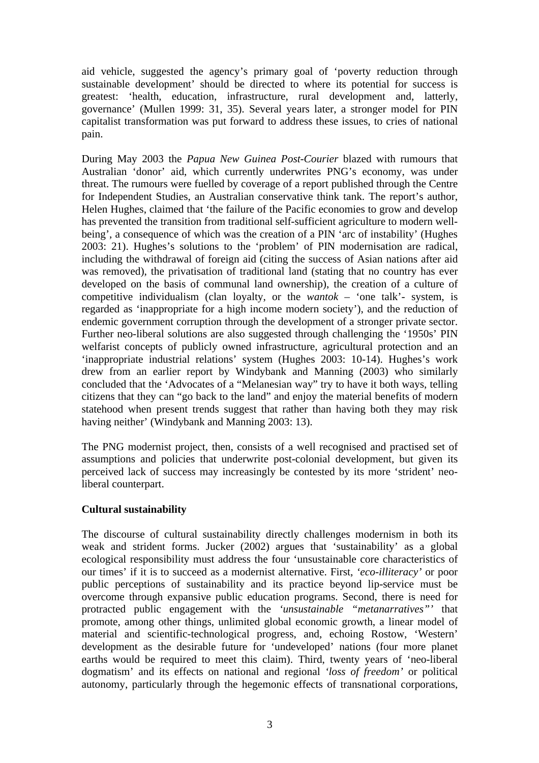aid vehicle, suggested the agency's primary goal of 'poverty reduction through sustainable development' should be directed to where its potential for success is greatest: 'health, education, infrastructure, rural development and, latterly, governance' (Mullen 1999: 31, 35). Several years later, a stronger model for PIN capitalist transformation was put forward to address these issues, to cries of national pain.

During May 2003 the *Papua New Guinea Post-Courier* blazed with rumours that Australian 'donor' aid, which currently underwrites PNG's economy, was under threat. The rumours were fuelled by coverage of a report published through the Centre for Independent Studies, an Australian conservative think tank. The report's author, Helen Hughes, claimed that 'the failure of the Pacific economies to grow and develop has prevented the transition from traditional self-sufficient agriculture to modern well-being', a consequence of which was the creation of a PIN 'arc of instability' (Hughes 2003: 21). Hughes's solutions to the 'problem' of PIN modernisation are radical, including the withdrawal of foreign aid (citing the success of Asian nations after aid was removed), the privatisation of traditional land (stating that no country has ever developed on the basis of communal land ownership), the creation of a culture of competitive individualism (clan loyalty, or the *wantok* – 'one talk'- system, is regarded as 'inappropriate for a high income modern society'), and the reduction of endemic government corruption through the development of a stronger private sector. Further neo-liberal solutions are also suggested through challenging the '1950s' PIN welfarist concepts of publicly owned infrastructure, agricultural protection and an 'inappropriate industrial relations' system (Hughes 2003: 10-14). Hughes's work drew from an earlier report by Windybank and Manning (2003) who similarly concluded that the 'Advocates of a "Melanesian way" try to have it both ways, telling citizens that they can "go back to the land" and enjoy the material benefits of modern statehood when present trends suggest that rather than having both they may risk having neither' (Windybank and Manning 2003: 13).

The PNG modernist project, then, consists of a well recognised and practised set of assumptions and policies that underwrite post-colonial development, but given its perceived lack of success may increasingly be contested by its more 'strident' neo-liberal counterpart.

**Cultural sustainability**

The discourse of cultural sustainability directly challenges modernism in both its weak and strident forms. Jucker (2002) argues that 'sustainability' as a global ecological responsibility must address the four 'unsustainable core characteristics of our times' if it is to succeed as a modernist alternative. First, *'eco-illiteracy'* or poor public perceptions of sustainability and its practice beyond lip-service must be overcome through expansive public education programs. Second, there is need for protracted public engagement with the *'unsustainable "metanarratives"'* that promote, among other things, unlimited global economic growth, a linear model of material and scientific-technological progress, and, echoing Rostow, 'Western' development as the desirable future for 'undeveloped' nations (four more planet earths would be required to meet this claim). Third, twenty years of 'neo-liberal dogmatism' and its effects on national and regional *'loss of freedom'* or political autonomy, particularly through the hegemonic effects of transnational corporations,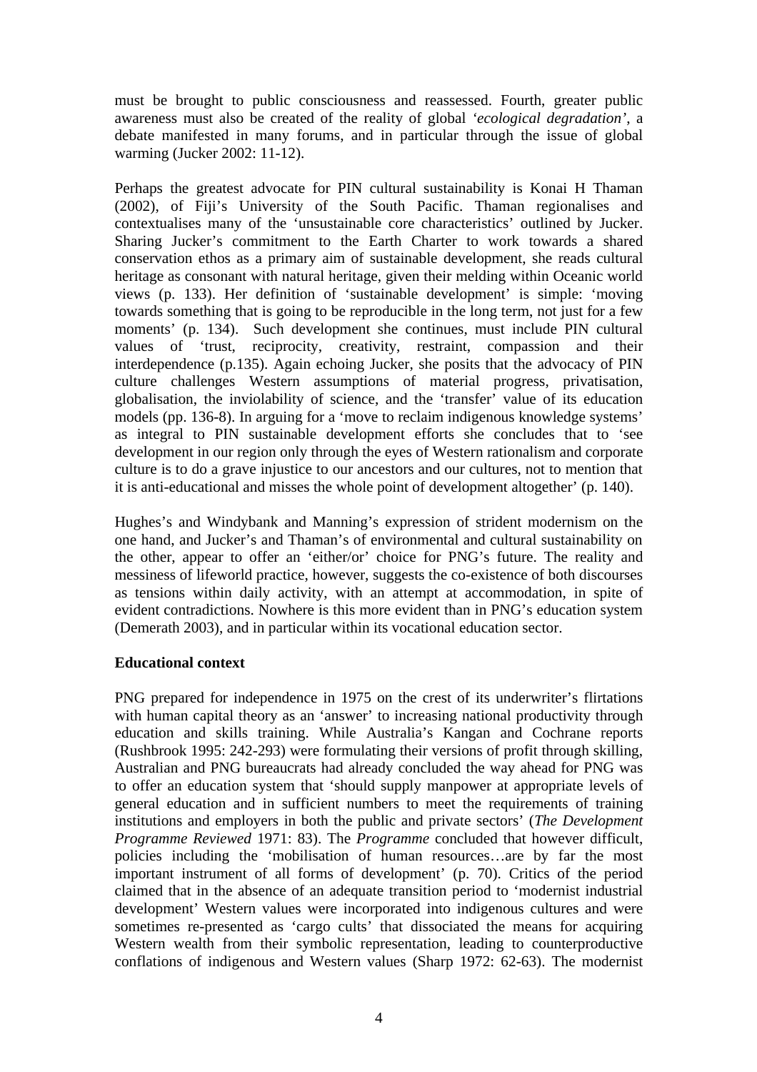must be brought to public consciousness and reassessed. Fourth, greater public awareness must also be created of the reality of global *'ecological degradation'*, a debate manifested in many forums, and in particular through the issue of global warming (Jucker 2002: 11-12).

Perhaps the greatest advocate for PIN cultural sustainability is Konai H Thaman (2002), of Fiji's University of the South Pacific. Thaman regionalises and contextualises many of the 'unsustainable core characteristics' outlined by Jucker. Sharing Jucker's commitment to the Earth Charter to work towards a shared conservation ethos as a primary aim of sustainable development, she reads cultural heritage as consonant with natural heritage, given their melding within Oceanic world views (p. 133). Her definition of 'sustainable development' is simple: 'moving towards something that is going to be reproducible in the long term, not just for a few moments' (p. 134). Such development she continues, must include PIN cultural values of 'trust, reciprocity, creativity, restraint, compassion and their interdependence (p.135). Again echoing Jucker, she posits that the advocacy of PIN culture challenges Western assumptions of material progress, privatisation, globalisation, the inviolability of science, and the 'transfer' value of its education models (pp. 136-8). In arguing for a 'move to reclaim indigenous knowledge systems' as integral to PIN sustainable development efforts she concludes that to 'see development in our region only through the eyes of Western rationalism and corporate culture is to do a grave injustice to our ancestors and our cultures, not to mention that it is anti-educational and misses the whole point of development altogether' (p. 140).

Hughes's and Windybank and Manning's expression of strident modernism on the one hand, and Jucker's and Thaman's of environmental and cultural sustainability on the other, appear to offer an 'either/or' choice for PNG's future. The reality and messiness of lifeworld practice, however, suggests the co-existence of both discourses as tensions within daily activity, with an attempt at accommodation, in spite of evident contradictions. Nowhere is this more evident than in PNG's education system (Demerath 2003), and in particular within its vocational education sector.

**Educational context**

PNG prepared for independence in 1975 on the crest of its underwriter's flirtations with human capital theory as an 'answer' to increasing national productivity through education and skills training. While Australia's Kangan and Cochrane reports (Rushbrook 1995: 242-293) were formulating their versions of profit through skilling, Australian and PNG bureaucrats had already concluded the way ahead for PNG was to offer an education system that 'should supply manpower at appropriate levels of general education and in sufficient numbers to meet the requirements of training institutions and employers in both the public and private sectors' (*The Development Programme Reviewed* 1971: 83). The *Programme* concluded that however difficult, policies including the 'mobilisation of human resources…are by far the most important instrument of all forms of development' (p. 70). Critics of the period claimed that in the absence of an adequate transition period to 'modernist industrial development' Western values were incorporated into indigenous cultures and were sometimes re-presented as 'cargo cults' that dissociated the means for acquiring Western wealth from their symbolic representation, leading to counterproductive conflations of indigenous and Western values (Sharp 1972: 62-63). The modernist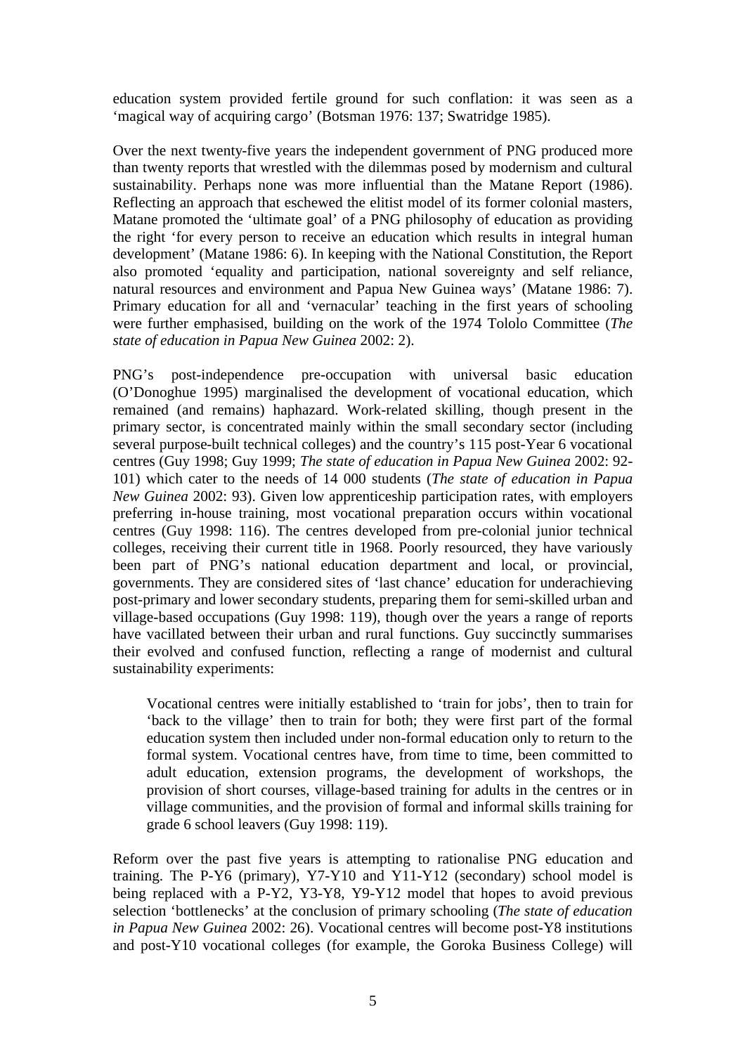education system provided fertile ground for such conflation: it was seen as a 'magical way of acquiring cargo' (Botsman 1976: 137; Swatridge 1985).

Over the next twenty-five years the independent government of PNG produced more than twenty reports that wrestled with the dilemmas posed by modernism and cultural sustainability. Perhaps none was more influential than the Matane Report (1986). Reflecting an approach that eschewed the elitist model of its former colonial masters, Matane promoted the 'ultimate goal' of a PNG philosophy of education as providing the right 'for every person to receive an education which results in integral human development' (Matane 1986: 6). In keeping with the National Constitution, the Report also promoted 'equality and participation, national sovereignty and self reliance, natural resources and environment and Papua New Guinea ways' (Matane 1986: 7). Primary education for all and 'vernacular' teaching in the first years of schooling were further emphasised, building on the work of the 1974 Tololo Committee (*The state of education in Papua New Guinea* 2002: 2).

PNG's post-independence pre-occupation with universal basic education (O'Donoghue 1995) marginalised the development of vocational education, which remained (and remains) haphazard. Work-related skilling, though present in the primary sector, is concentrated mainly within the small secondary sector (including several purpose-built technical colleges) and the country's 115 post-Year 6 vocational centres (Guy 1998; Guy 1999; *The state of education in Papua New Guinea* 2002: 92-101) which cater to the needs of 14 000 students (*The state of education in Papua New Guinea* 2002: 93). Given low apprenticeship participation rates, with employers preferring in-house training, most vocational preparation occurs within vocational centres (Guy 1998: 116). The centres developed from pre-colonial junior technical colleges, receiving their current title in 1968. Poorly resourced, they have variously been part of PNG's national education department and local, or provincial, governments. They are considered sites of 'last chance' education for underachieving post-primary and lower secondary students, preparing them for semi-skilled urban and village-based occupations (Guy 1998: 119), though over the years a range of reports have vacillated between their urban and rural functions. Guy succinctly summarises their evolved and confused function, reflecting a range of modernist and cultural sustainability experiments:

> Vocational centres were initially established to 'train for jobs', then to train for 'back to the village' then to train for both; they were first part of the formal education system then included under non-formal education only to return to the formal system. Vocational centres have, from time to time, been committed to adult education, extension programs, the development of workshops, the provision of short courses, village-based training for adults in the centres or in village communities, and the provision of formal and informal skills training for grade 6 school leavers (Guy 1998: 119).

Reform over the past five years is attempting to rationalise PNG education and training. The P-Y6 (primary), Y7-Y10 and Y11-Y12 (secondary) school model is being replaced with a P-Y2, Y3-Y8, Y9-Y12 model that hopes to avoid previous selection 'bottlenecks' at the conclusion of primary schooling (*The state of education in Papua New Guinea* 2002: 26). Vocational centres will become post-Y8 institutions and post-Y10 vocational colleges (for example, the Goroka Business College) will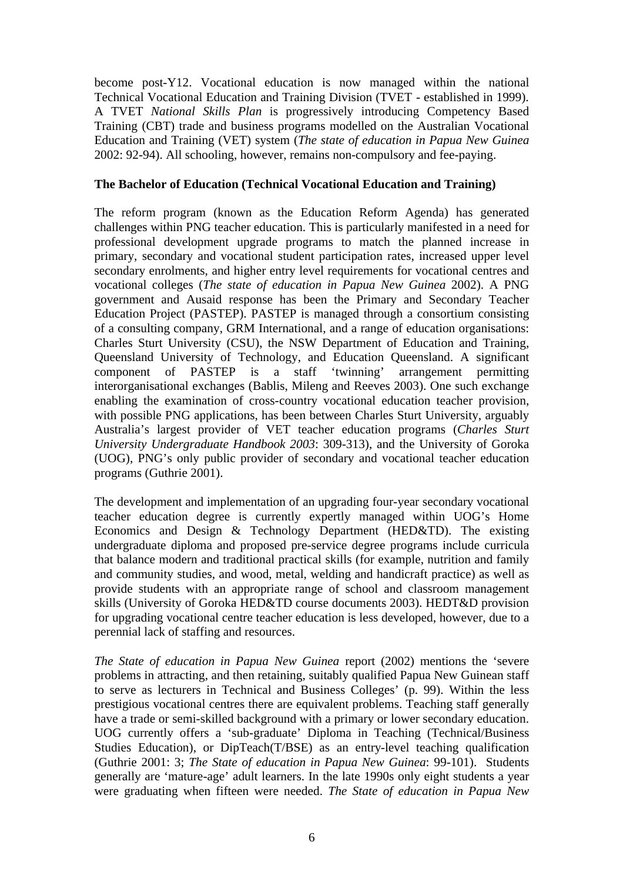become post-Y12. Vocational education is now managed within the national Technical Vocational Education and Training Division (TVET - established in 1999). A TVET *National Skills Plan* is progressively introducing Competency Based Training (CBT) trade and business programs modelled on the Australian Vocational Education and Training (VET) system (*The state of education in Papua New Guinea* 2002: 92-94). All schooling, however, remains non-compulsory and fee-paying.

**The Bachelor of Education (Technical Vocational Education and Training)**

The reform program (known as the Education Reform Agenda) has generated challenges within PNG teacher education. This is particularly manifested in a need for professional development upgrade programs to match the planned increase in primary, secondary and vocational student participation rates, increased upper level secondary enrolments, and higher entry level requirements for vocational centres and vocational colleges (*The state of education in Papua New Guinea* 2002). A PNG government and Ausaid response has been the Primary and Secondary Teacher Education Project (PASTEP). PASTEP is managed through a consortium consisting of a consulting company, GRM International, and a range of education organisations: Charles Sturt University (CSU), the NSW Department of Education and Training, Queensland University of Technology, and Education Queensland. A significant component of PASTEP is a staff 'twinning' arrangement permitting interorganisational exchanges (Bablis, Mileng and Reeves 2003). One such exchange enabling the examination of cross-country vocational education teacher provision, with possible PNG applications, has been between Charles Sturt University, arguably Australia's largest provider of VET teacher education programs (*Charles Sturt University Undergraduate Handbook 2003*: 309-313), and the University of Goroka (UOG), PNG's only public provider of secondary and vocational teacher education programs (Guthrie 2001).

The development and implementation of an upgrading four-year secondary vocational teacher education degree is currently expertly managed within UOG's Home Economics and Design & Technology Department (HED&TD). The existing undergraduate diploma and proposed pre-service degree programs include curricula that balance modern and traditional practical skills (for example, nutrition and family and community studies, and wood, metal, welding and handicraft practice) as well as provide students with an appropriate range of school and classroom management skills (University of Goroka HED&TD course documents 2003). HEDT&D provision for upgrading vocational centre teacher education is less developed, however, due to a perennial lack of staffing and resources.

*The State of education in Papua New Guinea* report (2002) mentions the 'severe problems in attracting, and then retaining, suitably qualified Papua New Guinean staff to serve as lecturers in Technical and Business Colleges' (p. 99). Within the less prestigious vocational centres there are equivalent problems. Teaching staff generally have a trade or semi-skilled background with a primary or lower secondary education. UOG currently offers a 'sub-graduate' Diploma in Teaching (Technical/Business Studies Education), or DipTeach(T/BSE) as an entry-level teaching qualification (Guthrie 2001: 3; *The State of education in Papua New Guinea*: 99-101). Students generally are 'mature-age' adult learners. In the late 1990s only eight students a year were graduating when fifteen were needed. *The State of education in Papua New*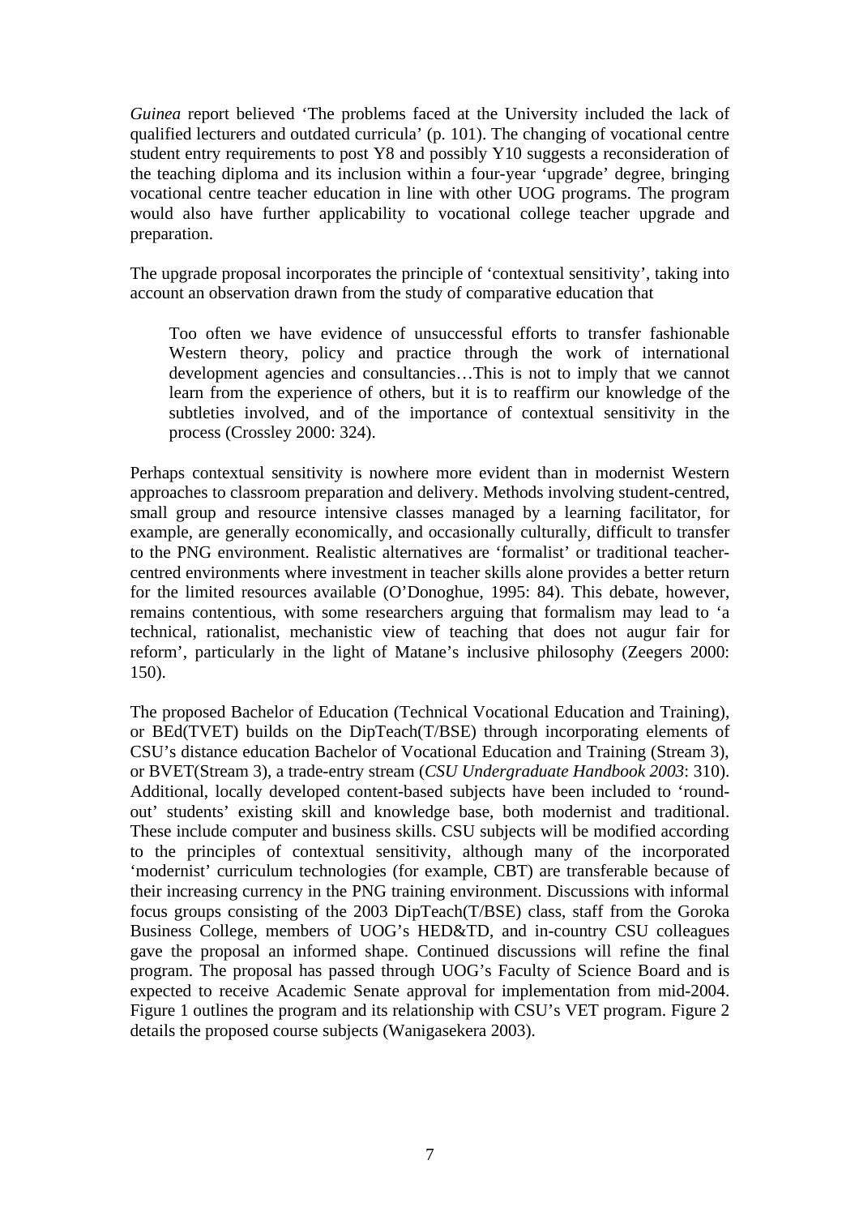*Guinea* report believed 'The problems faced at the University included the lack of qualified lecturers and outdated curricula' (p. 101). The changing of vocational centre student entry requirements to post Y8 and possibly Y10 suggests a reconsideration of the teaching diploma and its inclusion within a four-year 'upgrade' degree, bringing vocational centre teacher education in line with other UOG programs. The program would also have further applicability to vocational college teacher upgrade and preparation.

The upgrade proposal incorporates the principle of 'contextual sensitivity', taking into account an observation drawn from the study of comparative education that

> Too often we have evidence of unsuccessful efforts to transfer fashionable Western theory, policy and practice through the work of international development agencies and consultancies…This is not to imply that we cannot learn from the experience of others, but it is to reaffirm our knowledge of the subtleties involved, and of the importance of contextual sensitivity in the process (Crossley 2000: 324).

Perhaps contextual sensitivity is nowhere more evident than in modernist Western approaches to classroom preparation and delivery. Methods involving student-centred, small group and resource intensive classes managed by a learning facilitator, for example, are generally economically, and occasionally culturally, difficult to transfer to the PNG environment. Realistic alternatives are 'formalist' or traditional teacher-centred environments where investment in teacher skills alone provides a better return for the limited resources available (O'Donoghue, 1995: 84). This debate, however, remains contentious, with some researchers arguing that formalism may lead to 'a technical, rationalist, mechanistic view of teaching that does not augur fair for reform', particularly in the light of Matane's inclusive philosophy (Zeegers 2000: 150).

The proposed Bachelor of Education (Technical Vocational Education and Training), or BEd(TVET) builds on the DipTeach(T/BSE) through incorporating elements of CSU's distance education Bachelor of Vocational Education and Training (Stream 3), or BVET(Stream 3), a trade-entry stream (*CSU Undergraduate Handbook 2003*: 310). Additional, locally developed content-based subjects have been included to 'round-out' students' existing skill and knowledge base, both modernist and traditional. These include computer and business skills. CSU subjects will be modified according to the principles of contextual sensitivity, although many of the incorporated 'modernist' curriculum technologies (for example, CBT) are transferable because of their increasing currency in the PNG training environment. Discussions with informal focus groups consisting of the 2003 DipTeach(T/BSE) class, staff from the Goroka Business College, members of UOG's HED&TD, and in-country CSU colleagues gave the proposal an informed shape. Continued discussions will refine the final program. The proposal has passed through UOG's Faculty of Science Board and is expected to receive Academic Senate approval for implementation from mid-2004. Figure 1 outlines the program and its relationship with CSU's VET program. Figure 2 details the proposed course subjects (Wanigasekera 2003).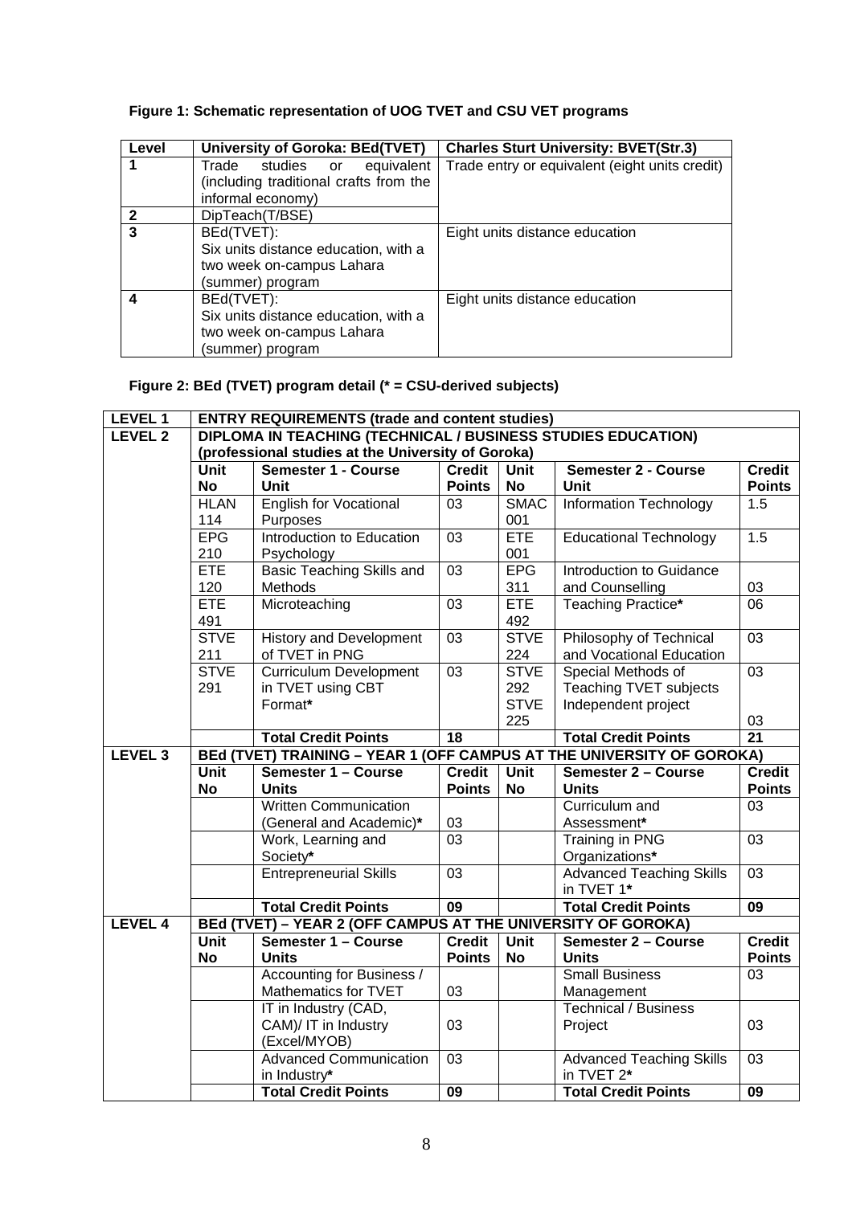**Figure 1: Schematic representation of UOG TVET and CSU VET programs**

| Level | University of Goroka: BEd(TVET) | Charles Sturt University: BVET(Str.3) |
|---|---|---|
| **1** | Trade studies or equivalent (including traditional crafts from the informal economy) | Trade entry or equivalent (eight units credit) |
| **2** | DipTeach(T/BSE) | |
| **3** | BEd(TVET): Six units distance education, with a two week on-campus Lahara (summer) program | Eight units distance education |
| **4** | BEd(TVET): Six units distance education, with a two week on-campus Lahara (summer) program | Eight units distance education |

**Figure 2: BEd (TVET) program detail (* = CSU-derived subjects)**

| | | | | | | |
|---|---|---|---|---|---|---|
| **LEVEL 1** | **ENTRY REQUIREMENTS (trade and content studies)** | | | | | |
| **LEVEL 2** | **DIPLOMA IN TEACHING (TECHNICAL / BUSINESS STUDIES EDUCATION) (professional studies at the University of Goroka)** | | | | | |
| | **Unit No** | **Semester 1 - Course Unit** | **Credit Points** | **Unit No** | **Semester 2 - Course Unit** | **Credit Points** |
| | HLAN 114 | English for Vocational Purposes | 03 | SMAC 001 | Information Technology | 1.5 |
| | EPG 210 | Introduction to Education Psychology | 03 | ETE 001 | Educational Technology | 1.5 |
| | ETE 120 | Basic Teaching Skills and Methods | 03 | EPG 311 | Introduction to Guidance and Counselling | 03 |
| | ETE 491 | Microteaching | 03 | ETE 492 | Teaching Practice* | 06 |
| | STVE 211 | History and Development of TVET in PNG | 03 | STVE 224 | Philosophy of Technical and Vocational Education | 03 |
| | STVE 291 | Curriculum Development in TVET using CBT Format* | 03 | STVE 292 | Special Methods of Teaching TVET subjects | 03 |
| | | | | STVE 225 | Independent project | 03 |
| | | **Total Credit Points** | **18** | | **Total Credit Points** | **21** |
| **LEVEL 3** | **BEd (TVET) TRAINING – YEAR 1 (OFF CAMPUS AT THE UNIVERSITY OF GOROKA)** | | | | | |
| | **Unit No** | **Semester 1 – Course Units** | **Credit Points** | **Unit No** | **Semester 2 – Course Units** | **Credit Points** |
| | | Written Communication (General and Academic)* | 03 | | Curriculum and Assessment* | 03 |
| | | Work, Learning and Society* | 03 | | Training in PNG Organizations* | 03 |
| | | Entrepreneurial Skills | 03 | | Advanced Teaching Skills in TVET 1* | 03 |
| | | **Total Credit Points** | **09** | | **Total Credit Points** | **09** |
| **LEVEL 4** | **BEd (TVET) – YEAR 2 (OFF CAMPUS AT THE UNIVERSITY OF GOROKA)** | | | | | |
| | **Unit No** | **Semester 1 – Course Units** | **Credit Points** | **Unit No** | **Semester 2 – Course Units** | **Credit Points** |
| | | Accounting for Business / Mathematics for TVET | 03 | | Small Business Management | 03 |
| | | IT in Industry (CAD, CAM)/ IT in Industry (Excel/MYOB) | 03 | | Technical / Business Project | 03 |
| | | Advanced Communication in Industry* | 03 | | Advanced Teaching Skills in TVET 2* | 03 |
| | | **Total Credit Points** | **09** | | **Total Credit Points** | **09** |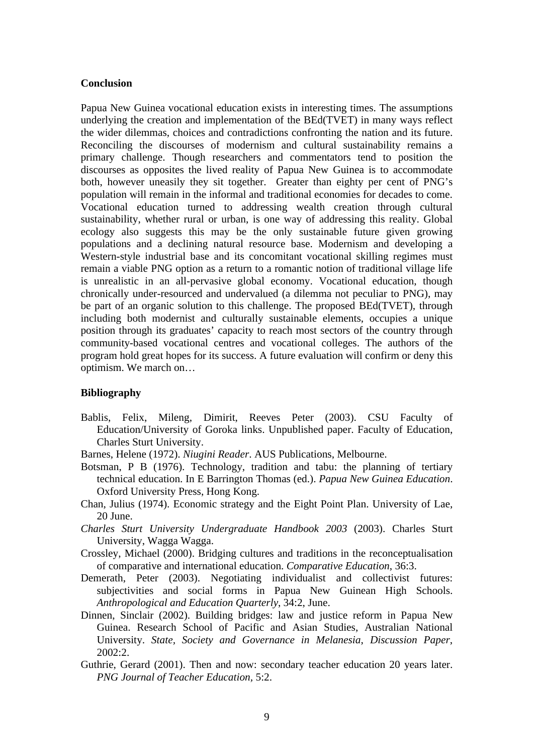## Conclusion

Papua New Guinea vocational education exists in interesting times. The assumptions underlying the creation and implementation of the BEd(TVET) in many ways reflect the wider dilemmas, choices and contradictions confronting the nation and its future. Reconciling the discourses of modernism and cultural sustainability remains a primary challenge. Though researchers and commentators tend to position the discourses as opposites the lived reality of Papua New Guinea is to accommodate both, however uneasily they sit together. Greater than eighty per cent of PNG's population will remain in the informal and traditional economies for decades to come. Vocational education turned to addressing wealth creation through cultural sustainability, whether rural or urban, is one way of addressing this reality. Global ecology also suggests this may be the only sustainable future given growing populations and a declining natural resource base. Modernism and developing a Western-style industrial base and its concomitant vocational skilling regimes must remain a viable PNG option as a return to a romantic notion of traditional village life is unrealistic in an all-pervasive global economy. Vocational education, though chronically under-resourced and undervalued (a dilemma not peculiar to PNG), may be part of an organic solution to this challenge. The proposed BEd(TVET), through including both modernist and culturally sustainable elements, occupies a unique position through its graduates' capacity to reach most sectors of the country through community-based vocational centres and vocational colleges. The authors of the program hold great hopes for its success. A future evaluation will confirm or deny this optimism. We march on…

## Bibliography

Bablis, Felix, Mileng, Dimirit, Reeves Peter (2003). CSU Faculty of Education/University of Goroka links. Unpublished paper. Faculty of Education, Charles Sturt University.

Barnes, Helene (1972). *Niugini Reader*. AUS Publications, Melbourne.

Botsman, P B (1976). Technology, tradition and tabu: the planning of tertiary technical education. In E Barrington Thomas (ed.). *Papua New Guinea Education*. Oxford University Press, Hong Kong.

Chan, Julius (1974). Economic strategy and the Eight Point Plan. University of Lae, 20 June.

*Charles Sturt University Undergraduate Handbook 2003* (2003). Charles Sturt University, Wagga Wagga.

Crossley, Michael (2000). Bridging cultures and traditions in the reconceptualisation of comparative and international education. *Comparative Education*, 36:3.

Demerath, Peter (2003). Negotiating individualist and collectivist futures: subjectivities and social forms in Papua New Guinean High Schools. *Anthropological and Education Quarterly*, 34:2, June.

Dinnen, Sinclair (2002). Building bridges: law and justice reform in Papua New Guinea. Research School of Pacific and Asian Studies, Australian National University. *State, Society and Governance in Melanesia*, *Discussion Paper*, 2002:2.

Guthrie, Gerard (2001). Then and now: secondary teacher education 20 years later. *PNG Journal of Teacher Education*, 5:2.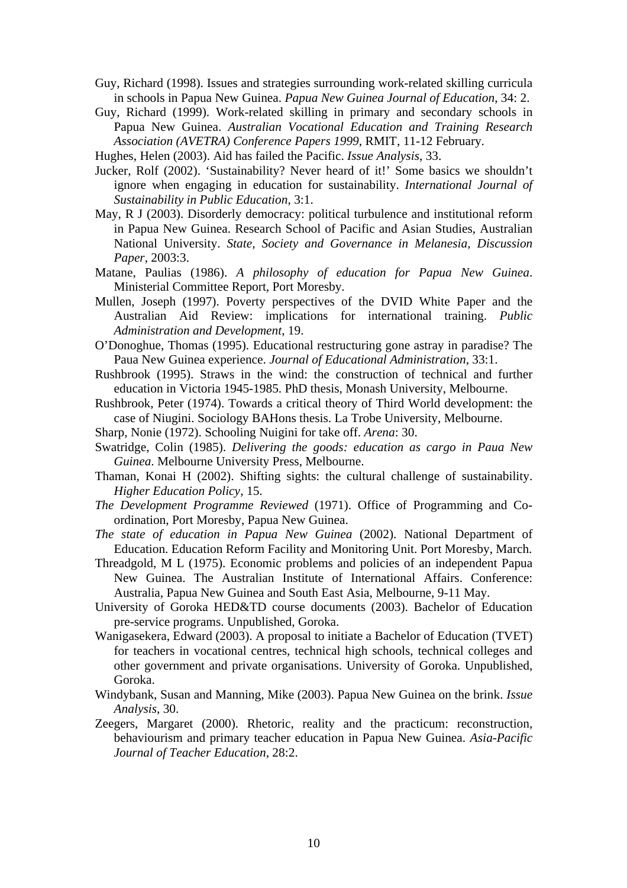Guy, Richard (1998). Issues and strategies surrounding work-related skilling curricula in schools in Papua New Guinea. *Papua New Guinea Journal of Education*, 34: 2.

Guy, Richard (1999). Work-related skilling in primary and secondary schools in Papua New Guinea. *Australian Vocational Education and Training Research Association (AVETRA) Conference Papers 1999*, RMIT, 11-12 February.

Hughes, Helen (2003). Aid has failed the Pacific. *Issue Analysis*, 33.

Jucker, Rolf (2002). 'Sustainability? Never heard of it!' Some basics we shouldn't ignore when engaging in education for sustainability. *International Journal of Sustainability in Public Education*, 3:1.

May, R J (2003). Disorderly democracy: political turbulence and institutional reform in Papua New Guinea. Research School of Pacific and Asian Studies, Australian National University. *State, Society and Governance in Melanesia, Discussion Paper*, 2003:3.

Matane, Paulias (1986). *A philosophy of education for Papua New Guinea*. Ministerial Committee Report, Port Moresby.

Mullen, Joseph (1997). Poverty perspectives of the DVID White Paper and the Australian Aid Review: implications for international training. *Public Administration and Development*, 19.

O'Donoghue, Thomas (1995). Educational restructuring gone astray in paradise? The Paua New Guinea experience. *Journal of Educational Administration*, 33:1.

Rushbrook (1995). Straws in the wind: the construction of technical and further education in Victoria 1945-1985. PhD thesis, Monash University, Melbourne.

Rushbrook, Peter (1974). Towards a critical theory of Third World development: the case of Niugini. Sociology BAHons thesis. La Trobe University, Melbourne.

Sharp, Nonie (1972). Schooling Nuigini for take off. *Arena*: 30.

Swatridge, Colin (1985). *Delivering the goods: education as cargo in Paua New Guinea*. Melbourne University Press, Melbourne.

Thaman, Konai H (2002). Shifting sights: the cultural challenge of sustainability. *Higher Education Policy*, 15.

*The Development Programme Reviewed* (1971). Office of Programming and Co-ordination, Port Moresby, Papua New Guinea.

*The state of education in Papua New Guinea* (2002). National Department of Education. Education Reform Facility and Monitoring Unit. Port Moresby, March.

Threadgold, M L (1975). Economic problems and policies of an independent Papua New Guinea. The Australian Institute of International Affairs. Conference: Australia, Papua New Guinea and South East Asia, Melbourne, 9-11 May.

University of Goroka HED&TD course documents (2003). Bachelor of Education pre-service programs. Unpublished, Goroka.

Wanigasekera, Edward (2003). A proposal to initiate a Bachelor of Education (TVET) for teachers in vocational centres, technical high schools, technical colleges and other government and private organisations. University of Goroka. Unpublished, Goroka.

Windybank, Susan and Manning, Mike (2003). Papua New Guinea on the brink. *Issue Analysis*, 30.

Zeegers, Margaret (2000). Rhetoric, reality and the practicum: reconstruction, behaviourism and primary teacher education in Papua New Guinea. *Asia-Pacific Journal of Teacher Education*, 28:2.